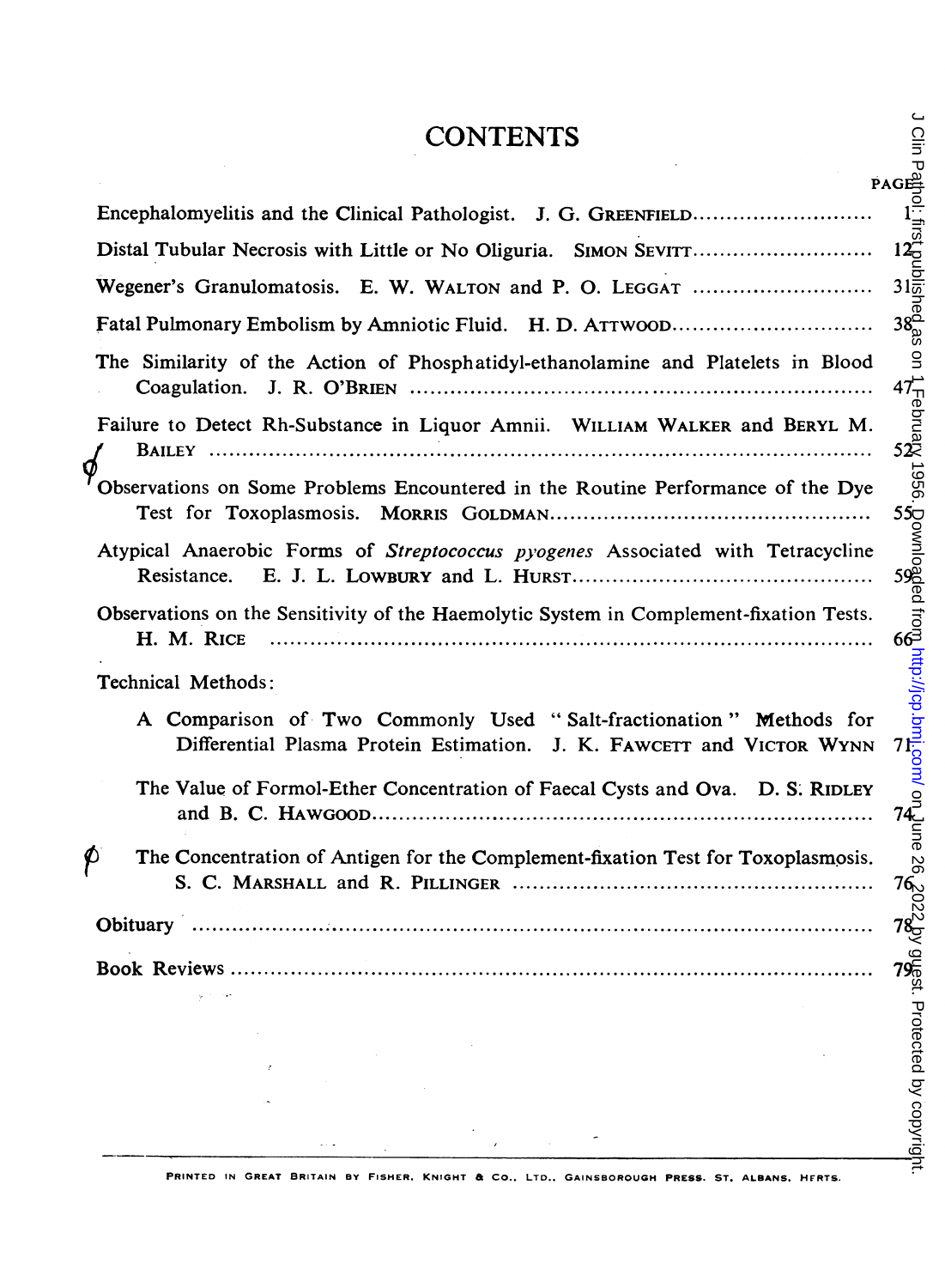# CONTENTS

| | PAGE |
|---|---|
| Encephalomyelitis and the Clinical Pathologist. J. G. GREENFIELD | 1 |
| Distal Tubular Necrosis with Little or No Oliguria. SIMON SEVITT | 12 |
| Wegener's Granulomatosis. E. W. WALTON and P. O. LEGGAT | 31 |
| Fatal Pulmonary Embolism by Amniotic Fluid. H. D. ATTWOOD | 38 |
| The Similarity of the Action of Phosphatidyl-ethanolamine and Platelets in Blood Coagulation. J. R. O'BRIEN | 47 |
| Failure to Detect Rh-Substance in Liquor Amnii. WILLIAM WALKER and BERYL M. BAILEY | 52 |
| Observations on Some Problems Encountered in the Routine Performance of the Dye Test for Toxoplasmosis. MORRIS GOLDMAN | 55 |
| Atypical Anaerobic Forms of *Streptococcus pyogenes* Associated with Tetracycline Resistance. E. J. L. LOWBURY and L. HURST | 59 |
| Observations on the Sensitivity of the Haemolytic System in Complement-fixation Tests. H. M. RICE | 66 |
| Technical Methods: | |
| A Comparison of Two Commonly Used "Salt-fractionation" Methods for Differential Plasma Protein Estimation. J. K. FAWCETT and VICTOR WYNN | 71 |
| The Value of Formol-Ether Concentration of Faecal Cysts and Ova. D. S. RIDLEY and B. C. HAWGOOD | 74 |
| The Concentration of Antigen for the Complement-fixation Test for Toxoplasmosis. S. C. MARSHALL and R. PILLINGER | 76 |
| Obituary | 78 |
| Book Reviews | 79 |

PRINTED IN GREAT BRITAIN BY FISHER, KNIGHT & CO., LTD., GAINSBOROUGH PRESS, ST. ALBANS, HERTS.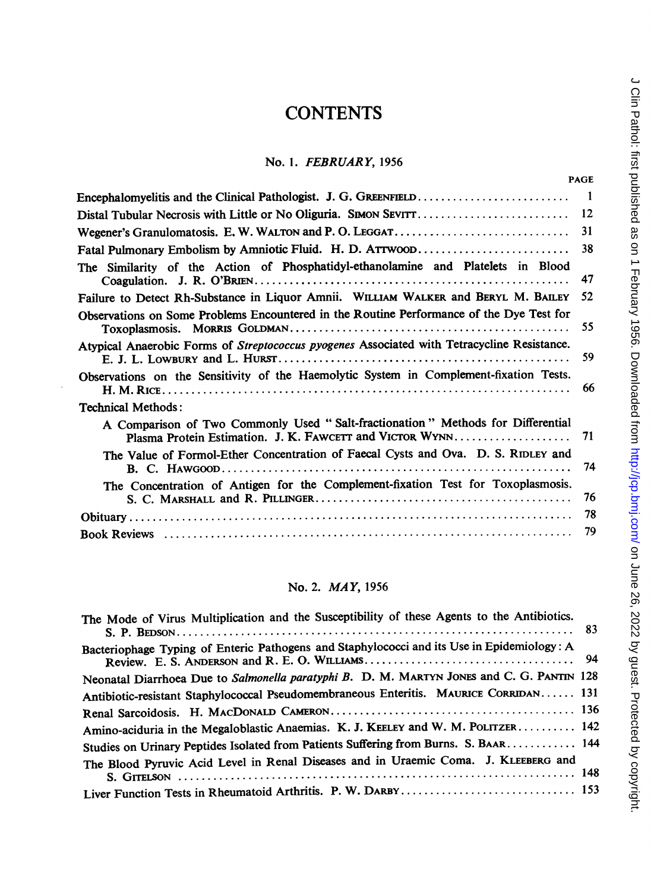# CONTENTS

## No. 1. *FEBRUARY*, 1956

| | PAGE |
|---|---|
| Encephalomyelitis and the Clinical Pathologist. J. G. GREENFIELD | 1 |
| Distal Tubular Necrosis with Little or No Oliguria. SIMON SEVITT | 12 |
| Wegener's Granulomatosis. E. W. WALTON and P. O. LEGGAT | 31 |
| Fatal Pulmonary Embolism by Amniotic Fluid. H. D. ATTWOOD | 38 |
| The Similarity of the Action of Phosphatidyl-ethanolamine and Platelets in Blood Coagulation. J. R. O'BRIEN | 47 |
| Failure to Detect Rh-Substance in Liquor Amnii. WILLIAM WALKER and BERYL M. BAILEY | 52 |
| Observations on Some Problems Encountered in the Routine Performance of the Dye Test for Toxoplasmosis. MORRIS GOLDMAN | 55 |
| Atypical Anaerobic Forms of *Streptococcus pyogenes* Associated with Tetracycline Resistance. E. J. L. LOWBURY and L. HURST | 59 |
| Observations on the Sensitivity of the Haemolytic System in Complement-fixation Tests. H. M. RICE | 66 |
| Technical Methods: | |
| A Comparison of Two Commonly Used "Salt-fractionation" Methods for Differential Plasma Protein Estimation. J. K. FAWCETT and VICTOR WYNN | 71 |
| The Value of Formol-Ether Concentration of Faecal Cysts and Ova. D. S. RIDLEY and B. C. HAWGOOD | 74 |
| The Concentration of Antigen for the Complement-fixation Test for Toxoplasmosis. S. C. MARSHALL and R. PILLINGER | 76 |
| Obituary | 78 |
| Book Reviews | 79 |

## No. 2. *MAY*, 1956

| | |
|---|---|
| The Mode of Virus Multiplication and the Susceptibility of these Agents to the Antibiotics. S. P. BEDSON | 83 |
| Bacteriophage Typing of Enteric Pathogens and Staphylococci and its Use in Epidemiology: A Review. E. S. ANDERSON and R. E. O. WILLIAMS | 94 |
| Neonatal Diarrhoea Due to *Salmonella paratyphi B*. D. M. MARTYN JONES and C. G. PANTIN | 128 |
| Antibiotic-resistant Staphylococcal Pseudomembraneous Enteritis. MAURICE CORRIDAN | 131 |
| Renal Sarcoidosis. H. MACDONALD CAMERON | 136 |
| Amino-aciduria in the Megaloblastic Anaemias. K. J. KEELEY and W. M. POLITZER | 142 |
| Studies on Urinary Peptides Isolated from Patients Suffering from Burns. S. BAAR | 144 |
| The Blood Pyruvic Acid Level in Renal Diseases and in Uraemic Coma. J. KLEEBERG and S. GITELSON | 148 |
| Liver Function Tests in Rheumatoid Arthritis. P. W. DARBY | 153 |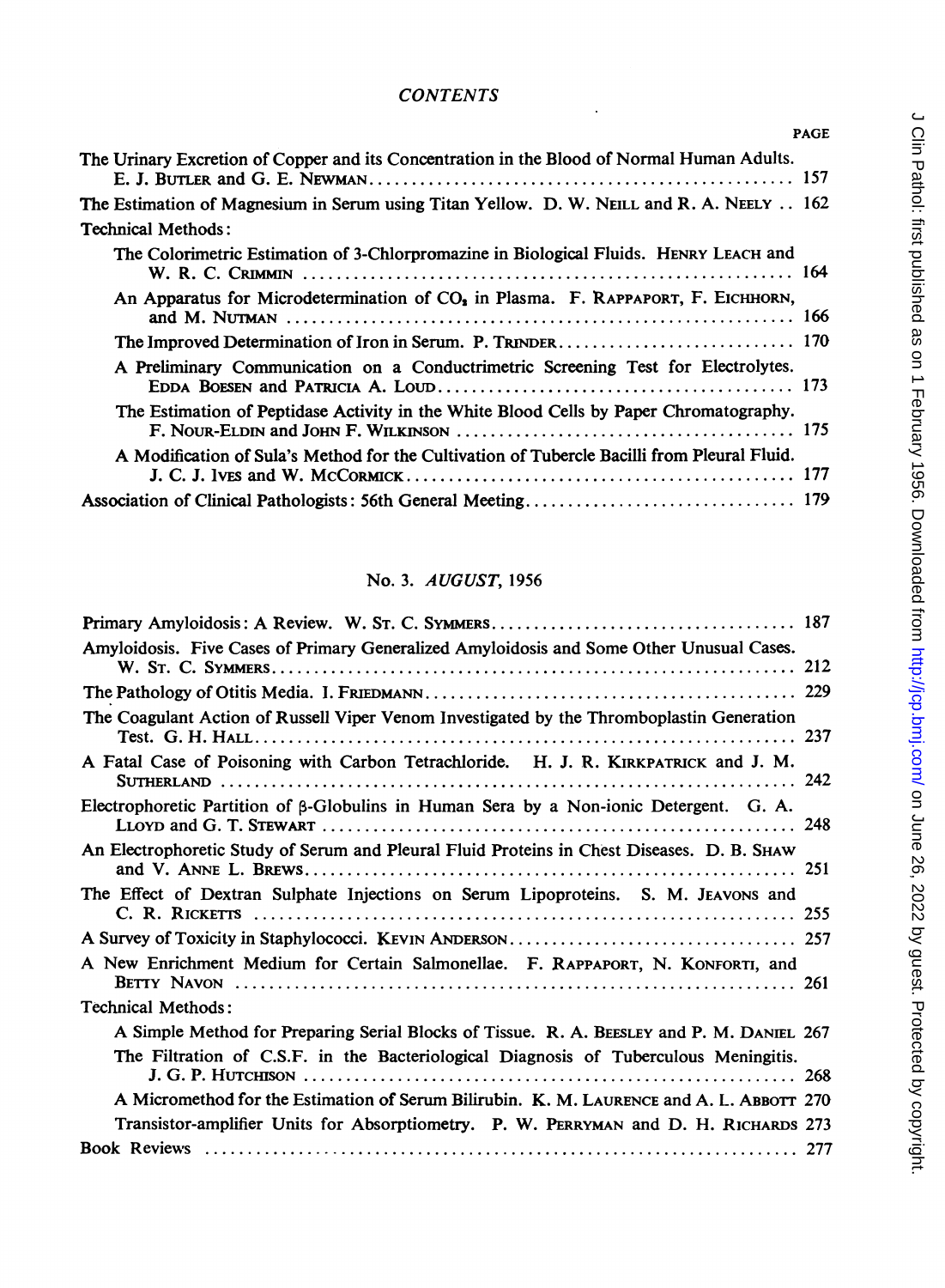*CONTENTS*

| | PAGE |
|---|---|
| The Urinary Excretion of Copper and its Concentration in the Blood of Normal Human Adults. E. J. BUTLER and G. E. NEWMAN | 157 |
| The Estimation of Magnesium in Serum using Titan Yellow. D. W. NEILL and R. A. NEELY | 162 |
| Technical Methods: | |
| The Colorimetric Estimation of 3-Chlorpromazine in Biological Fluids. HENRY LEACH and W. R. C. CRIMMIN | 164 |
| An Apparatus for Microdetermination of $CO_2$ in Plasma. F. RAPPAPORT, F. EICHHORN, and M. NUTMAN | 166 |
| The Improved Determination of Iron in Serum. P. TRINDER | 170 |
| A Preliminary Communication on a Conductrimetric Screening Test for Electrolytes. EDDA BOESEN and PATRICIA A. LOUD | 173 |
| The Estimation of Peptidase Activity in the White Blood Cells by Paper Chromatography. F. NOUR-ELDIN and JOHN F. WILKINSON | 175 |
| A Modification of Sula's Method for the Cultivation of Tubercle Bacilli from Pleural Fluid. J. C. J. IVES and W. MCCORMICK | 177 |
| Association of Clinical Pathologists: 56th General Meeting | 179 |

## No. 3. *AUGUST*, 1956

| | |
|---|---|
| Primary Amyloidosis: A Review. W. ST. C. SYMMERS | 187 |
| Amyloidosis. Five Cases of Primary Generalized Amyloidosis and Some Other Unusual Cases. W. ST. C. SYMMERS | 212 |
| The Pathology of Otitis Media. I. FRIEDMANN | 229 |
| The Coagulant Action of Russell Viper Venom Investigated by the Thromboplastin Generation Test. G. H. HALL | 237 |
| A Fatal Case of Poisoning with Carbon Tetrachloride. H. J. R. KIRKPATRICK and J. M. SUTHERLAND | 242 |
| Electrophoretic Partition of β-Globulins in Human Sera by a Non-ionic Detergent. G. A. LLOYD and G. T. STEWART | 248 |
| An Electrophoretic Study of Serum and Pleural Fluid Proteins in Chest Diseases. D. B. SHAW and V. ANNE L. BREWS | 251 |
| The Effect of Dextran Sulphate Injections on Serum Lipoproteins. S. M. JEAVONS and C. R. RICKETTS | 255 |
| A Survey of Toxicity in Staphylococci. KEVIN ANDERSON | 257 |
| A New Enrichment Medium for Certain Salmonellae. F. RAPPAPORT, N. KONFORTI, and BETTY NAVON | 261 |
| Technical Methods: | |
| A Simple Method for Preparing Serial Blocks of Tissue. R. A. BEESLEY and P. M. DANIEL | 267 |
| The Filtration of C.S.F. in the Bacteriological Diagnosis of Tuberculous Meningitis. J. G. P. HUTCHISON | 268 |
| A Micromethod for the Estimation of Serum Bilirubin. K. M. LAURENCE and A. L. ABBOTT | 270 |
| Transistor-amplifier Units for Absorptiometry. P. W. PERRYMAN and D. H. RICHARDS | 273 |
| Book Reviews | 277 |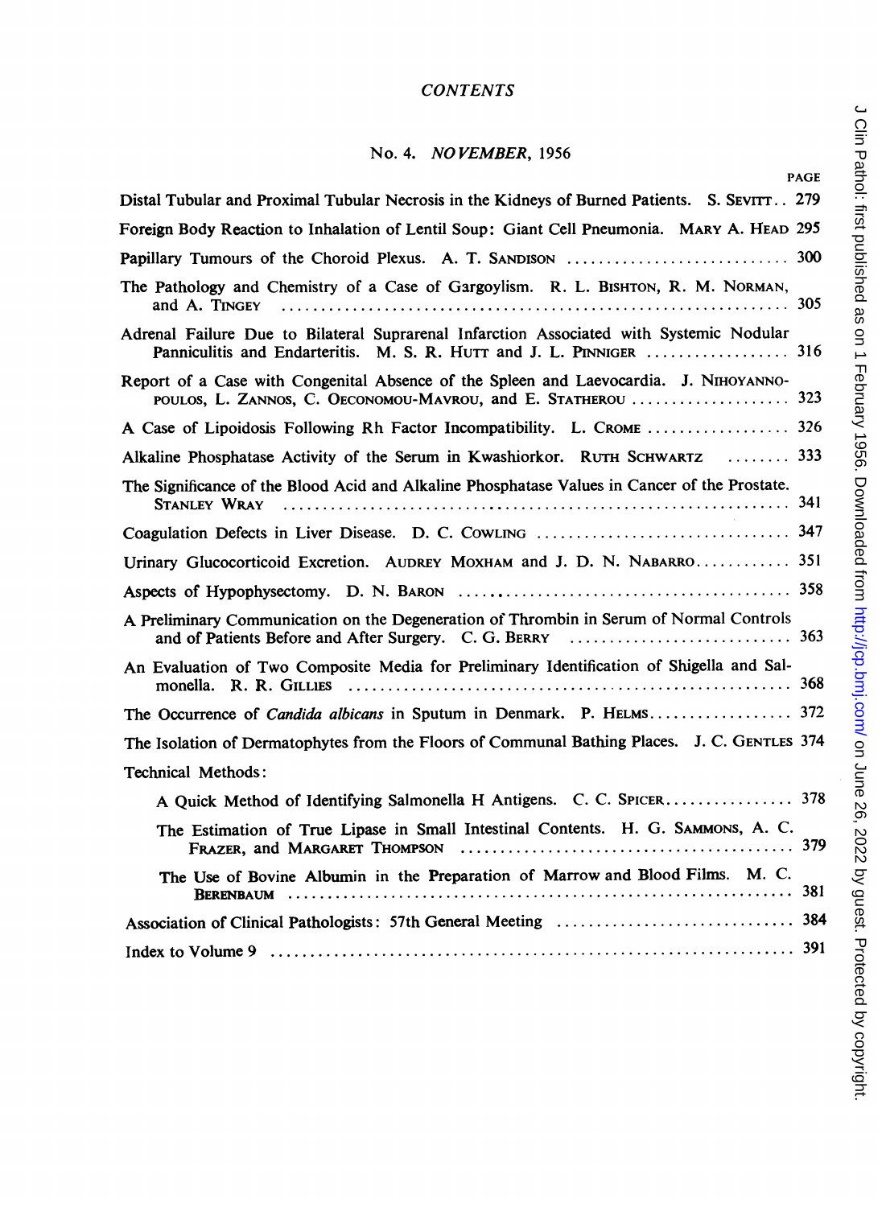# CONTENTS

## No. 4. *NOVEMBER*, 1956

| | PAGE |
|---|---|
| Distal Tubular and Proximal Tubular Necrosis in the Kidneys of Burned Patients. S. SEVITT | 279 |
| Foreign Body Reaction to Inhalation of Lentil Soup: Giant Cell Pneumonia. MARY A. HEAD | 295 |
| Papillary Tumours of the Choroid Plexus. A. T. SANDISON | 300 |
| The Pathology and Chemistry of a Case of Gargoylism. R. L. BISHTON, R. M. NORMAN, and A. TINGEY | 305 |
| Adrenal Failure Due to Bilateral Suprarenal Infarction Associated with Systemic Nodular Panniculitis and Endarteritis. M. S. R. HUTT and J. L. PINNIGER | 316 |
| Report of a Case with Congenital Absence of the Spleen and Laevocardia. J. NIHOYANNOPOULOS, L. ZANNOS, C. OECONOMOU-MAVROU, and E. STATHEROU | 323 |
| A Case of Lipoidosis Following Rh Factor Incompatibility. L. CROME | 326 |
| Alkaline Phosphatase Activity of the Serum in Kwashiorkor. RUTH SCHWARTZ | 333 |
| The Significance of the Blood Acid and Alkaline Phosphatase Values in Cancer of the Prostate. STANLEY WRAY | 341 |
| Coagulation Defects in Liver Disease. D. C. COWLING | 347 |
| Urinary Glucocorticoid Excretion. AUDREY MOXHAM and J. D. N. NABARRO | 351 |
| Aspects of Hypophysectomy. D. N. BARON | 358 |
| A Preliminary Communication on the Degeneration of Thrombin in Serum of Normal Controls and of Patients Before and After Surgery. C. G. BERRY | 363 |
| An Evaluation of Two Composite Media for Preliminary Identification of Shigella and Salmonella. R. R. GILLIES | 368 |
| The Occurrence of *Candida albicans* in Sputum in Denmark. P. HELMS | 372 |
| The Isolation of Dermatophytes from the Floors of Communal Bathing Places. J. C. GENTLES | 374 |
| Technical Methods: | |
| A Quick Method of Identifying Salmonella H Antigens. C. C. SPICER | 378 |
| The Estimation of True Lipase in Small Intestinal Contents. H. G. SAMMONS, A. C. FRAZER, and MARGARET THOMPSON | 379 |
| The Use of Bovine Albumin in the Preparation of Marrow and Blood Films. M. C. BERENBAUM | 381 |
| Association of Clinical Pathologists: 57th General Meeting | 384 |
| Index to Volume 9 | 391 |